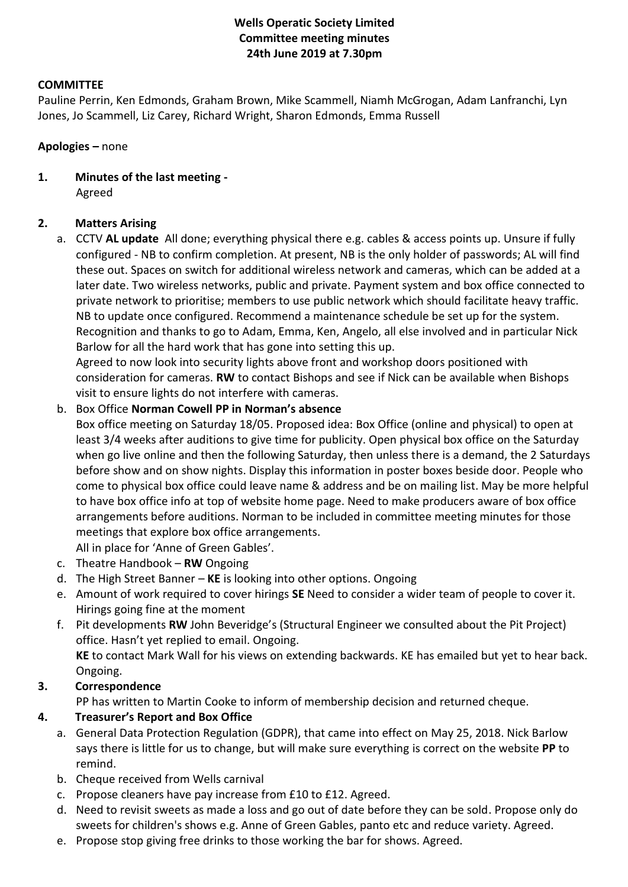**Wells Operatic Society Limited**
**Committee meeting minutes**
**24th June 2019 at 7.30pm**

**COMMITTEE**

Pauline Perrin, Ken Edmonds, Graham Brown, Mike Scammell, Niamh McGrogan, Adam Lanfranchi, Lyn Jones, Jo Scammell, Liz Carey, Richard Wright, Sharon Edmonds, Emma Russell

**Apologies –** none

**1. Minutes of the last meeting -**
Agreed

**2. Matters Arising**

a. CCTV **AL update** All done; everything physical there e.g. cables & access points up. Unsure if fully configured - NB to confirm completion. At present, NB is the only holder of passwords; AL will find these out. Spaces on switch for additional wireless network and cameras, which can be added at a later date. Two wireless networks, public and private. Payment system and box office connected to private network to prioritise; members to use public network which should facilitate heavy traffic. NB to update once configured. Recommend a maintenance schedule be set up for the system. Recognition and thanks to go to Adam, Emma, Ken, Angelo, all else involved and in particular Nick Barlow for all the hard work that has gone into setting this up.
Agreed to now look into security lights above front and workshop doors positioned with consideration for cameras. **RW** to contact Bishops and see if Nick can be available when Bishops visit to ensure lights do not interfere with cameras.

b. Box Office **Norman Cowell PP in Norman's absence**
Box office meeting on Saturday 18/05. Proposed idea: Box Office (online and physical) to open at least 3/4 weeks after auditions to give time for publicity. Open physical box office on the Saturday when go live online and then the following Saturday, then unless there is a demand, the 2 Saturdays before show and on show nights. Display this information in poster boxes beside door. People who come to physical box office could leave name & address and be on mailing list. May be more helpful to have box office info at top of website home page. Need to make producers aware of box office arrangements before auditions. Norman to be included in committee meeting minutes for those meetings that explore box office arrangements.
All in place for 'Anne of Green Gables'.

c. Theatre Handbook – **RW** Ongoing

d. The High Street Banner – **KE** is looking into other options. Ongoing

e. Amount of work required to cover hirings **SE** Need to consider a wider team of people to cover it. Hirings going fine at the moment

f. Pit developments **RW** John Beveridge's (Structural Engineer we consulted about the Pit Project) office. Hasn't yet replied to email. Ongoing.
**KE** to contact Mark Wall for his views on extending backwards. KE has emailed but yet to hear back. Ongoing.

**3. Correspondence**

PP has written to Martin Cooke to inform of membership decision and returned cheque.

**4. Treasurer's Report and Box Office**

a. General Data Protection Regulation (GDPR), that came into effect on May 25, 2018. Nick Barlow says there is little for us to change, but will make sure everything is correct on the website **PP** to remind.

b. Cheque received from Wells carnival

c. Propose cleaners have pay increase from £10 to £12. Agreed.

d. Need to revisit sweets as made a loss and go out of date before they can be sold. Propose only do sweets for children's shows e.g. Anne of Green Gables, panto etc and reduce variety. Agreed.

e. Propose stop giving free drinks to those working the bar for shows. Agreed.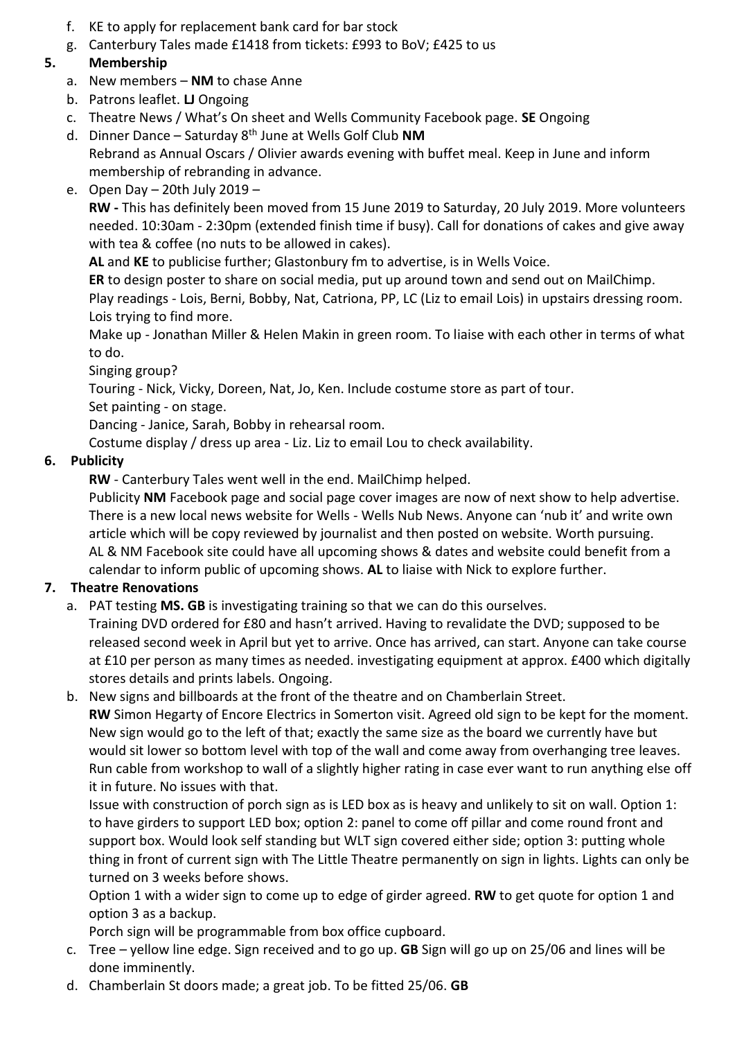f. KE to apply for replacement bank card for bar stock
g. Canterbury Tales made £1418 from tickets: £993 to BoV; £425 to us

**5. Membership**

a. New members – **NM** to chase Anne
b. Patrons leaflet. **LJ** Ongoing
c. Theatre News / What's On sheet and Wells Community Facebook page. **SE** Ongoing
d. Dinner Dance – Saturday 8th June at Wells Golf Club **NM**
   Rebrand as Annual Oscars / Olivier awards evening with buffet meal. Keep in June and inform membership of rebranding in advance.
e. Open Day – 20th July 2019 –
   **RW -** This has definitely been moved from 15 June 2019 to Saturday, 20 July 2019. More volunteers needed. 10:30am - 2:30pm (extended finish time if busy). Call for donations of cakes and give away with tea & coffee (no nuts to be allowed in cakes).
   **AL** and **KE** to publicise further; Glastonbury fm to advertise, is in Wells Voice.
   **ER** to design poster to share on social media, put up around town and send out on MailChimp.
   Play readings - Lois, Berni, Bobby, Nat, Catriona, PP, LC (Liz to email Lois) in upstairs dressing room. Lois trying to find more.
   Make up - Jonathan Miller & Helen Makin in green room. To liaise with each other in terms of what to do.
   Singing group?
   Touring - Nick, Vicky, Doreen, Nat, Jo, Ken. Include costume store as part of tour.
   Set painting - on stage.
   Dancing - Janice, Sarah, Bobby in rehearsal room.
   Costume display / dress up area - Liz. Liz to email Lou to check availability.

**6. Publicity**

**RW** - Canterbury Tales went well in the end. MailChimp helped.
Publicity **NM** Facebook page and social page cover images are now of next show to help advertise. There is a new local news website for Wells - Wells Nub News. Anyone can 'nub it' and write own article which will be copy reviewed by journalist and then posted on website. Worth pursuing.
AL & NM Facebook site could have all upcoming shows & dates and website could benefit from a calendar to inform public of upcoming shows. **AL** to liaise with Nick to explore further.

**7. Theatre Renovations**

a. PAT testing **MS. GB** is investigating training so that we can do this ourselves.
   Training DVD ordered for £80 and hasn't arrived. Having to revalidate the DVD; supposed to be released second week in April but yet to arrive. Once has arrived, can start. Anyone can take course at £10 per person as many times as needed. investigating equipment at approx. £400 which digitally stores details and prints labels. Ongoing.
b. New signs and billboards at the front of the theatre and on Chamberlain Street.
   **RW** Simon Hegarty of Encore Electrics in Somerton visit. Agreed old sign to be kept for the moment. New sign would go to the left of that; exactly the same size as the board we currently have but would sit lower so bottom level with top of the wall and come away from overhanging tree leaves. Run cable from workshop to wall of a slightly higher rating in case ever want to run anything else off it in future. No issues with that.
   Issue with construction of porch sign as is LED box as is heavy and unlikely to sit on wall. Option 1: to have girders to support LED box; option 2: panel to come off pillar and come round front and support box. Would look self standing but WLT sign covered either side; option 3: putting whole thing in front of current sign with The Little Theatre permanently on sign in lights. Lights can only be turned on 3 weeks before shows.
   Option 1 with a wider sign to come up to edge of girder agreed. **RW** to get quote for option 1 and option 3 as a backup.
   Porch sign will be programmable from box office cupboard.
c. Tree – yellow line edge. Sign received and to go up. **GB** Sign will go up on 25/06 and lines will be done imminently.
d. Chamberlain St doors made; a great job. To be fitted 25/06. **GB**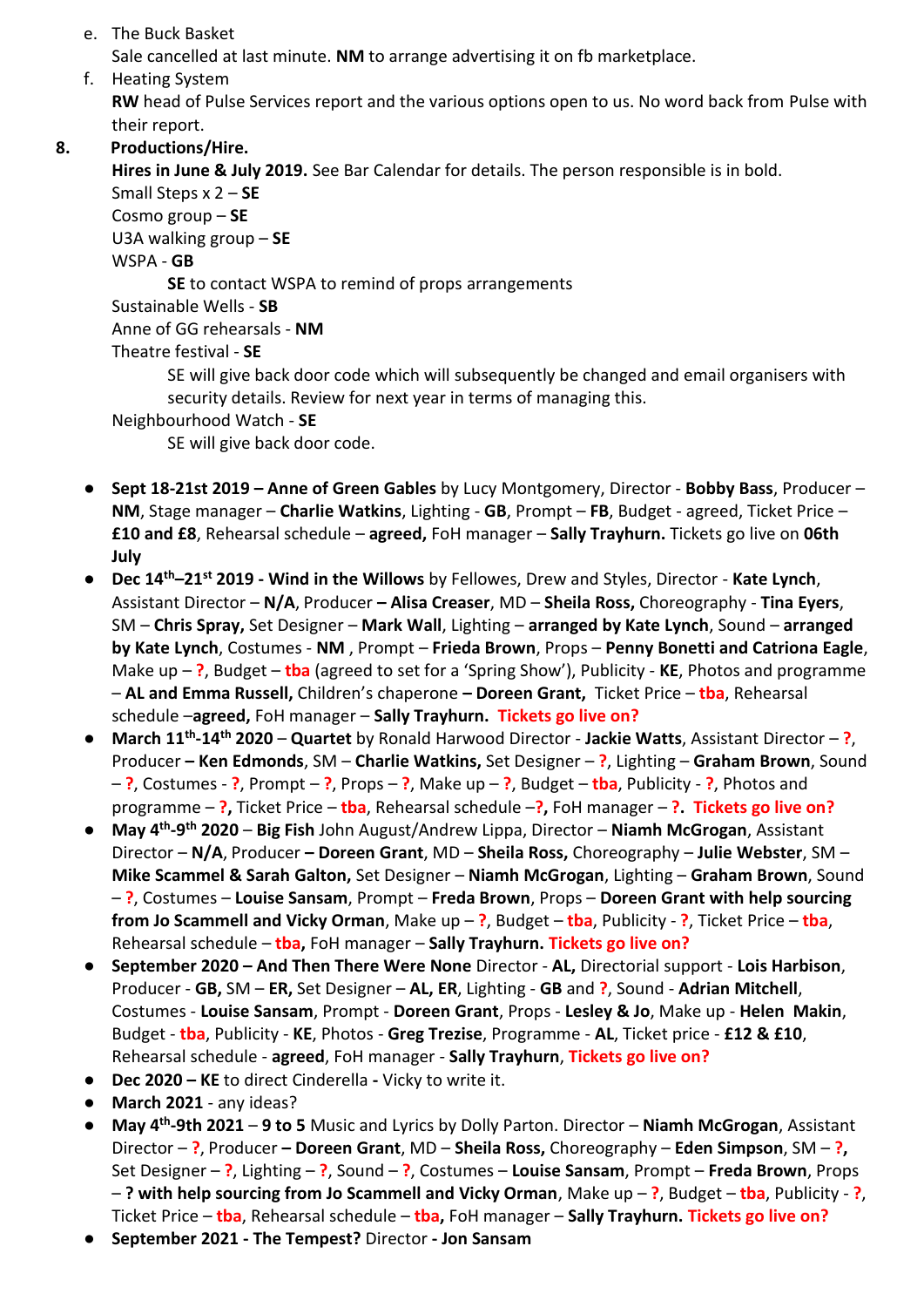e. The Buck Basket
   Sale cancelled at last minute. **NM** to arrange advertising it on fb marketplace.
f. Heating System
   **RW** head of Pulse Services report and the various options open to us. No word back from Pulse with their report.

**8. Productions/Hire.**

**Hires in June & July 2019.** See Bar Calendar for details. The person responsible is in bold.
Small Steps x 2 – **SE**
Cosmo group – **SE**
U3A walking group – **SE**
WSPA - **GB**
    **SE** to contact WSPA to remind of props arrangements
Sustainable Wells - **SB**
Anne of GG rehearsals - **NM**
Theatre festival - **SE**
    SE will give back door code which will subsequently be changed and email organisers with security details. Review for next year in terms of managing this.
Neighbourhood Watch - **SE**
    SE will give back door code.

- **Sept 18-21st 2019 – Anne of Green Gables** by Lucy Montgomery, Director - **Bobby Bass**, Producer – **NM**, Stage manager – **Charlie Watkins**, Lighting - **GB**, Prompt – **FB**, Budget - agreed, Ticket Price – **£10 and £8**, Rehearsal schedule – **agreed,** FoH manager – **Sally Trayhurn.** Tickets go live on **06th July**
- **Dec 14th–21st 2019 - Wind in the Willows** by Fellowes, Drew and Styles, Director - **Kate Lynch**, Assistant Director – **N/A**, Producer **– Alisa Creaser**, MD – **Sheila Ross,** Choreography - **Tina Eyers**, SM – **Chris Spray,** Set Designer – **Mark Wall**, Lighting – **arranged by Kate Lynch**, Sound – **arranged by Kate Lynch**, Costumes - **NM** , Prompt – **Frieda Brown**, Props – **Penny Bonetti and Catriona Eagle**, Make up – **?**, Budget – **tba** (agreed to set for a 'Spring Show'), Publicity - **KE**, Photos and programme – **AL and Emma Russell,** Children's chaperone **– Doreen Grant,** Ticket Price – **tba**, Rehearsal schedule –**agreed,** FoH manager – **Sally Trayhurn.** **Tickets go live on?**
- **March 11th-14th 2020** – **Quartet** by Ronald Harwood Director - **Jackie Watts**, Assistant Director – **?**, Producer **– Ken Edmonds**, SM – **Charlie Watkins,** Set Designer – **?**, Lighting – **Graham Brown**, Sound – **?**, Costumes - **?**, Prompt – **?**, Props – **?**, Make up – **?**, Budget – **tba**, Publicity - **?**, Photos and programme – **?**, Ticket Price – **tba**, Rehearsal schedule –**?**, FoH manager – **?**. **Tickets go live on?**
- **May 4th-9th 2020** – **Big Fish** John August/Andrew Lippa, Director – **Niamh McGrogan**, Assistant Director – **N/A**, Producer **– Doreen Grant**, MD – **Sheila Ross,** Choreography – **Julie Webster**, SM – **Mike Scammel & Sarah Galton,** Set Designer – **Niamh McGrogan**, Lighting – **Graham Brown**, Sound – **?**, Costumes – **Louise Sansam**, Prompt – **Freda Brown**, Props – **Doreen Grant with help sourcing from Jo Scammell and Vicky Orman**, Make up – **?**, Budget – **tba**, Publicity - **?**, Ticket Price – **tba**, Rehearsal schedule – **tba**, FoH manager – **Sally Trayhurn.** **Tickets go live on?**
- **September 2020 – And Then There Were None** Director - **AL,** Directorial support - **Lois Harbison**, Producer - **GB,** SM – **ER,** Set Designer – **AL, ER**, Lighting - **GB** and **?**, Sound - **Adrian Mitchell**, Costumes - **Louise Sansam**, Prompt - **Doreen Grant**, Props - **Lesley & Jo**, Make up - **Helen Makin**, Budget - **tba**, Publicity - **KE**, Photos - **Greg Trezise**, Programme - **AL**, Ticket price - **£12 & £10**, Rehearsal schedule - **agreed**, FoH manager - **Sally Trayhurn**, **Tickets go live on?**
- **Dec 2020 – KE** to direct Cinderella **-** Vicky to write it.
- **March 2021** - any ideas?
- **May 4th-9th 2021** – **9 to 5** Music and Lyrics by Dolly Parton. Director – **Niamh McGrogan**, Assistant Director – **?**, Producer **– Doreen Grant**, MD – **Sheila Ross,** Choreography – **Eden Simpson**, SM – **?,** Set Designer – **?**, Lighting – **?**, Sound – **?**, Costumes – **Louise Sansam**, Prompt – **Freda Brown**, Props – **? with help sourcing from Jo Scammell and Vicky Orman**, Make up – **?**, Budget – **tba**, Publicity - **?**, Ticket Price – **tba**, Rehearsal schedule – **tba**, FoH manager – **Sally Trayhurn.** **Tickets go live on?**
- **September 2021 - The Tempest?** Director **- Jon Sansam**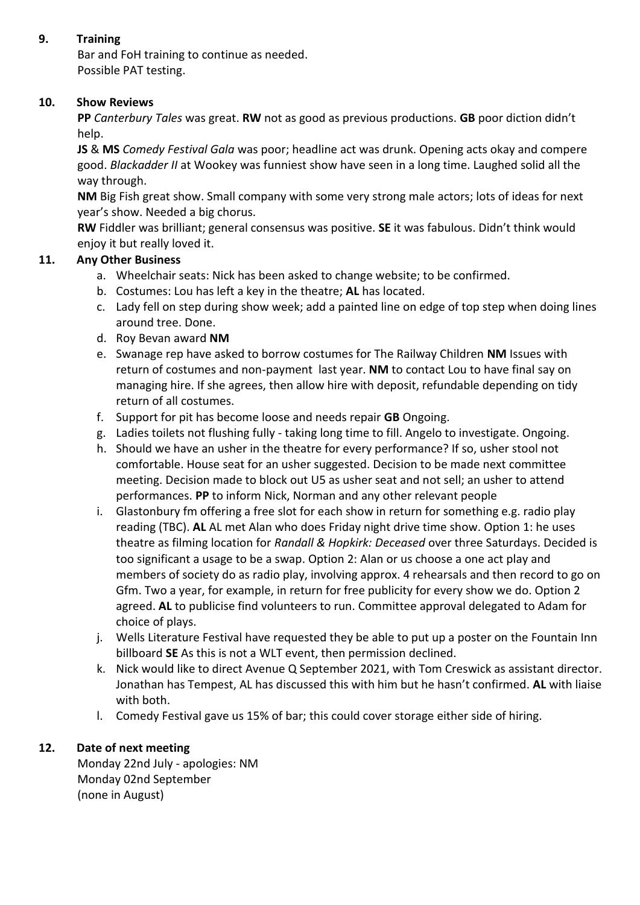**9. Training**

Bar and FoH training to continue as needed.
Possible PAT testing.

**10. Show Reviews**

**PP** *Canterbury Tales* was great. **RW** not as good as previous productions. **GB** poor diction didn't help.

**JS** & **MS** *Comedy Festival Gala* was poor; headline act was drunk. Opening acts okay and compere good. *Blackadder II* at Wookey was funniest show have seen in a long time. Laughed solid all the way through.

**NM** Big Fish great show. Small company with some very strong male actors; lots of ideas for next year's show. Needed a big chorus.

**RW** Fiddler was brilliant; general consensus was positive. **SE** it was fabulous. Didn't think would enjoy it but really loved it.

**11. Any Other Business**

a. Wheelchair seats: Nick has been asked to change website; to be confirmed.
b. Costumes: Lou has left a key in the theatre; **AL** has located.
c. Lady fell on step during show week; add a painted line on edge of top step when doing lines around tree. Done.
d. Roy Bevan award **NM**
e. Swanage rep have asked to borrow costumes for The Railway Children **NM** Issues with return of costumes and non-payment last year. **NM** to contact Lou to have final say on managing hire. If she agrees, then allow hire with deposit, refundable depending on tidy return of all costumes.
f. Support for pit has become loose and needs repair **GB** Ongoing.
g. Ladies toilets not flushing fully - taking long time to fill. Angelo to investigate. Ongoing.
h. Should we have an usher in the theatre for every performance? If so, usher stool not comfortable. House seat for an usher suggested. Decision to be made next committee meeting. Decision made to block out U5 as usher seat and not sell; an usher to attend performances. **PP** to inform Nick, Norman and any other relevant people
i. Glastonbury fm offering a free slot for each show in return for something e.g. radio play reading (TBC). **AL** AL met Alan who does Friday night drive time show. Option 1: he uses theatre as filming location for *Randall & Hopkirk: Deceased* over three Saturdays. Decided is too significant a usage to be a swap. Option 2: Alan or us choose a one act play and members of society do as radio play, involving approx. 4 rehearsals and then record to go on Gfm. Two a year, for example, in return for free publicity for every show we do. Option 2 agreed. **AL** to publicise find volunteers to run. Committee approval delegated to Adam for choice of plays.
j. Wells Literature Festival have requested they be able to put up a poster on the Fountain Inn billboard **SE** As this is not a WLT event, then permission declined.
k. Nick would like to direct Avenue Q September 2021, with Tom Creswick as assistant director. Jonathan has Tempest, AL has discussed this with him but he hasn't confirmed. **AL** with liaise with both.
l. Comedy Festival gave us 15% of bar; this could cover storage either side of hiring.

**12. Date of next meeting**

Monday 22nd July - apologies: NM
Monday 02nd September
(none in August)